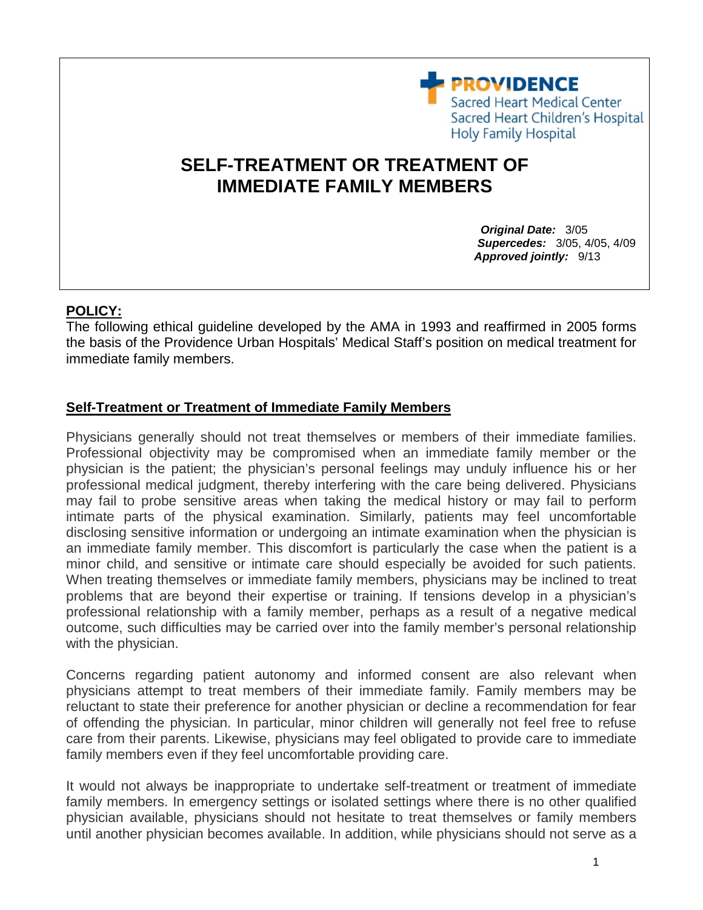PROVIDENCE
Sacred Heart Medical Center
Sacred Heart Children's Hospital
Holy Family Hospital

# SELF-TREATMENT OR TREATMENT OF IMMEDIATE FAMILY MEMBERS

***Original Date:*** 3/05
***Supercedes:*** 3/05, 4/05, 4/09
***Approved jointly:*** 9/13

## POLICY:

The following ethical guideline developed by the AMA in 1993 and reaffirmed in 2005 forms the basis of the Providence Urban Hospitals' Medical Staff's position on medical treatment for immediate family members.

### Self-Treatment or Treatment of Immediate Family Members

Physicians generally should not treat themselves or members of their immediate families. Professional objectivity may be compromised when an immediate family member or the physician is the patient; the physician's personal feelings may unduly influence his or her professional medical judgment, thereby interfering with the care being delivered. Physicians may fail to probe sensitive areas when taking the medical history or may fail to perform intimate parts of the physical examination. Similarly, patients may feel uncomfortable disclosing sensitive information or undergoing an intimate examination when the physician is an immediate family member. This discomfort is particularly the case when the patient is a minor child, and sensitive or intimate care should especially be avoided for such patients. When treating themselves or immediate family members, physicians may be inclined to treat problems that are beyond their expertise or training. If tensions develop in a physician's professional relationship with a family member, perhaps as a result of a negative medical outcome, such difficulties may be carried over into the family member's personal relationship with the physician.

Concerns regarding patient autonomy and informed consent are also relevant when physicians attempt to treat members of their immediate family. Family members may be reluctant to state their preference for another physician or decline a recommendation for fear of offending the physician. In particular, minor children will generally not feel free to refuse care from their parents. Likewise, physicians may feel obligated to provide care to immediate family members even if they feel uncomfortable providing care.

It would not always be inappropriate to undertake self-treatment or treatment of immediate family members. In emergency settings or isolated settings where there is no other qualified physician available, physicians should not hesitate to treat themselves or family members until another physician becomes available. In addition, while physicians should not serve as a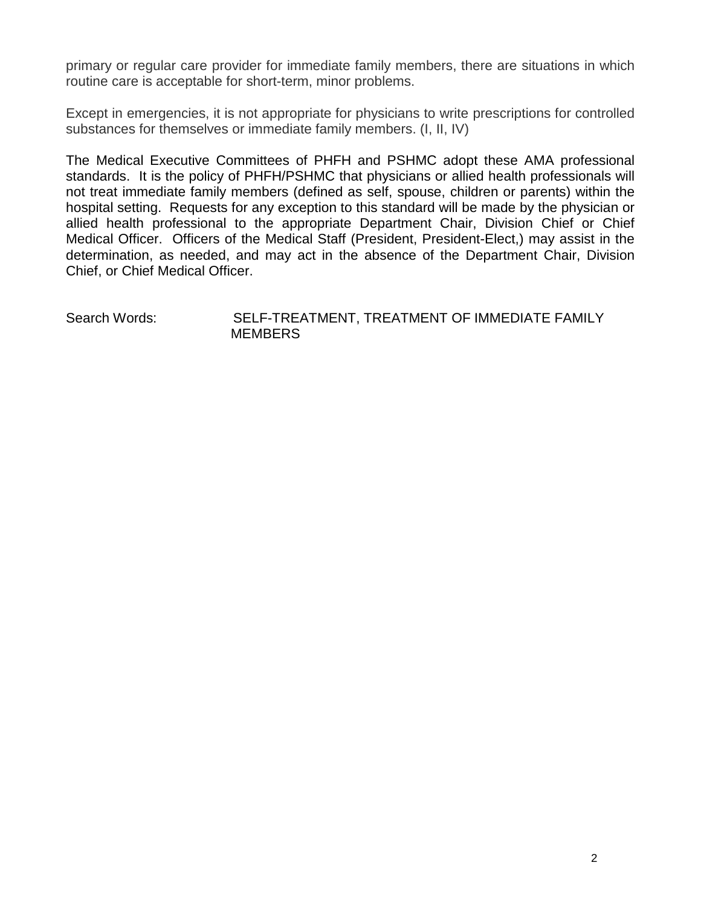primary or regular care provider for immediate family members, there are situations in which routine care is acceptable for short-term, minor problems.

Except in emergencies, it is not appropriate for physicians to write prescriptions for controlled substances for themselves or immediate family members. (I, II, IV)

The Medical Executive Committees of PHFH and PSHMC adopt these AMA professional standards. It is the policy of PHFH/PSHMC that physicians or allied health professionals will not treat immediate family members (defined as self, spouse, children or parents) within the hospital setting. Requests for any exception to this standard will be made by the physician or allied health professional to the appropriate Department Chair, Division Chief or Chief Medical Officer. Officers of the Medical Staff (President, President-Elect,) may assist in the determination, as needed, and may act in the absence of the Department Chair, Division Chief, or Chief Medical Officer.

Search Words: SELF-TREATMENT, TREATMENT OF IMMEDIATE FAMILY MEMBERS